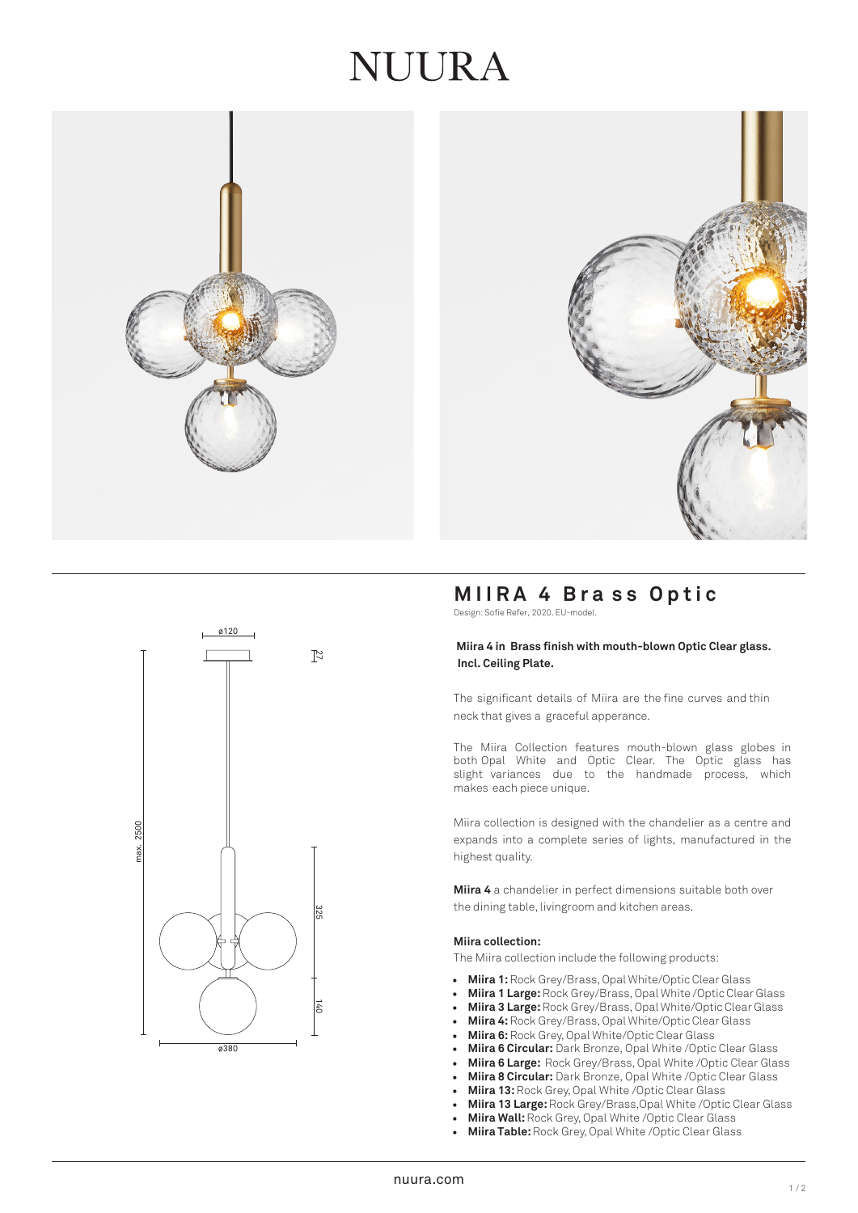# NUURA

## MIIRA 4 Brass Optic

Design: Sofie Refer, 2020. EU-model.

**Miira 4 in Brass finish with mouth-blown Optic Clear glass. Incl. Ceiling Plate.**

The significant details of Miira are the fine curves and thin neck that gives a graceful apperance.

The Miira Collection features mouth-blown glass globes in both Opal White and Optic Clear. The Optic glass has slight variances due to the handmade process, which makes each piece unique.

Miira collection is designed with the chandelier as a centre and expands into a complete series of lights, manufactured in the highest quality.

**Miira 4** a chandelier in perfect dimensions suitable both over the dining table, livingroom and kitchen areas.

**Miira collection:**

The Miira collection include the following products:

- **Miira 1:** Rock Grey/Brass, Opal White/Optic Clear Glass
- **Miira 1 Large:** Rock Grey/Brass, Opal White /Optic Clear Glass
- **Miira 3 Large:** Rock Grey/Brass, Opal White/Optic Clear Glass
- **Miira 4:** Rock Grey/Brass, Opal White/Optic Clear Glass
- **Miira 6:** Rock Grey, Opal White/Optic Clear Glass
- **Miira 6 Circular:** Dark Bronze, Opal White /Optic Clear Glass
- **Miira 6 Large:** Rock Grey/Brass, Opal White /Optic Clear Glass
- **Miira 8 Circular:** Dark Bronze, Opal White /Optic Clear Glass
- **Miira 13:** Rock Grey, Opal White /Optic Clear Glass
- **Miira 13 Large:** Rock Grey/Brass,Opal White /Optic Clear Glass
- **Miira Wall:** Rock Grey, Opal White /Optic Clear Glass
- **Miira Table:** Rock Grey, Opal White /Optic Clear Glass

nuura.com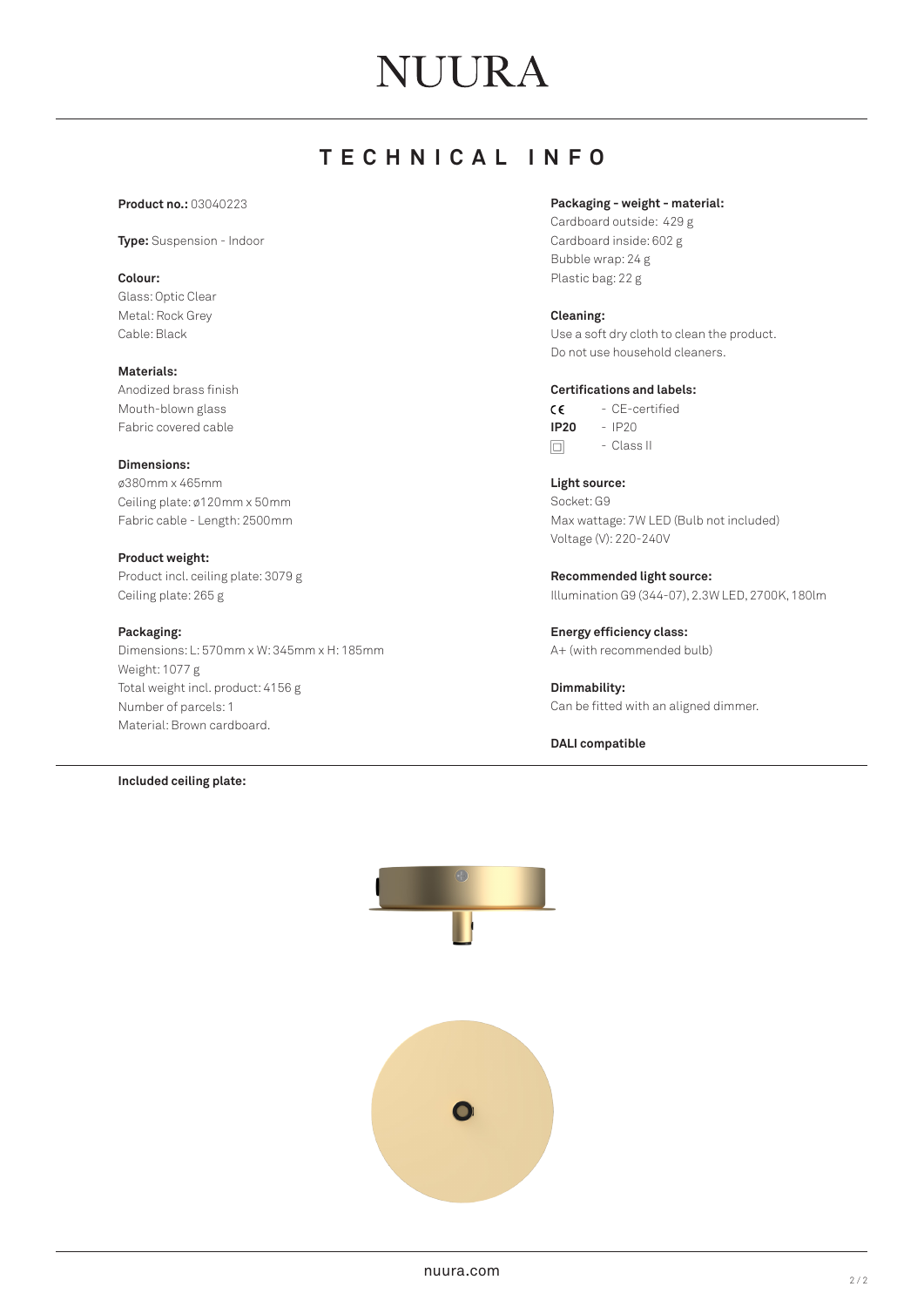# NUURA

## TECHNICAL INFO

**Product no.:** 03040223

**Type:** Suspension - Indoor

**Colour:**
Glass: Optic Clear
Metal: Rock Grey
Cable: Black

**Materials:**
Anodized brass finish
Mouth-blown glass
Fabric covered cable

**Dimensions:**
ø380mm x 465mm
Ceiling plate: ø120mm x 50mm
Fabric cable - Length: 2500mm

**Product weight:**
Product incl. ceiling plate: 3079 g
Ceiling plate: 265 g

**Packaging:**
Dimensions: L: 570mm x W: 345mm x H: 185mm
Weight: 1077 g
Total weight incl. product: 4156 g
Number of parcels: 1
Material: Brown cardboard.

**Packaging - weight - material:**
Cardboard outside: 429 g
Cardboard inside: 602 g
Bubble wrap: 24 g
Plastic bag: 22 g

**Cleaning:**
Use a soft dry cloth to clean the product.
Do not use household cleaners.

**Certifications and labels:**
CE - CE-certified
**IP20** - IP20
▢ - Class II

**Light source:**
Socket: G9
Max wattage: 7W LED (Bulb not included)
Voltage (V): 220-240V

**Recommended light source:**
Illumination G9 (344-07), 2.3W LED, 2700K, 180lm

**Energy efficiency class:**
A+ (with recommended bulb)

**Dimmability:**
Can be fitted with an aligned dimmer.

**DALI compatible**

**Included ceiling plate:**

nuura.com